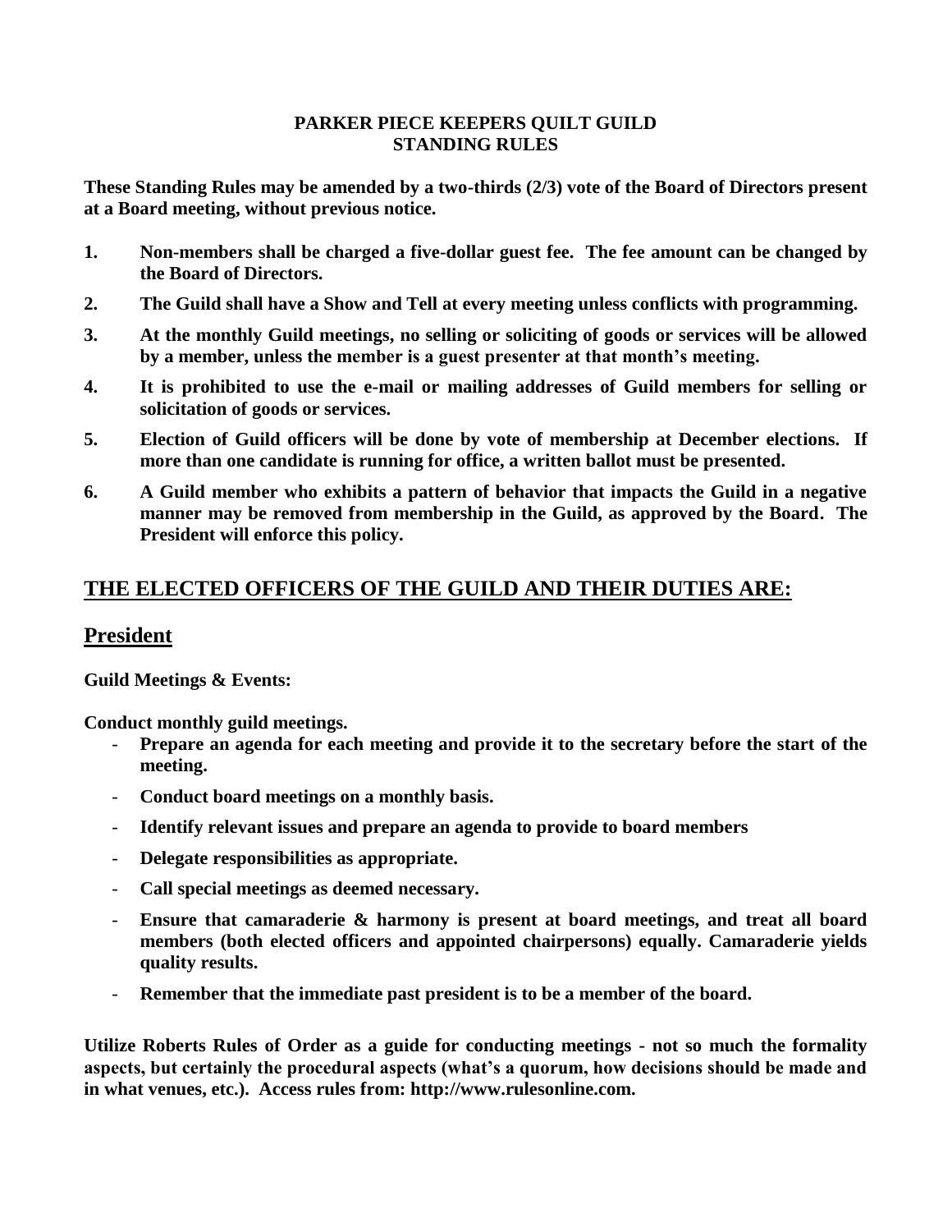# PARKER PIECE KEEPERS QUILT GUILD
# STANDING RULES

**These Standing Rules may be amended by a two-thirds (2/3) vote of the Board of Directors present at a Board meeting, without previous notice.**

1. **Non-members shall be charged a five-dollar guest fee. The fee amount can be changed by the Board of Directors.**
2. **The Guild shall have a Show and Tell at every meeting unless conflicts with programming.**
3. **At the monthly Guild meetings, no selling or soliciting of goods or services will be allowed by a member, unless the member is a guest presenter at that month's meeting.**
4. **It is prohibited to use the e-mail or mailing addresses of Guild members for selling or solicitation of goods or services.**
5. **Election of Guild officers will be done by vote of membership at December elections. If more than one candidate is running for office, a written ballot must be presented.**
6. **A Guild member who exhibits a pattern of behavior that impacts the Guild in a negative manner may be removed from membership in the Guild, as approved by the Board. The President will enforce this policy.**

## THE ELECTED OFFICERS OF THE GUILD AND THEIR DUTIES ARE:

## President

**Guild Meetings & Events:**

**Conduct monthly guild meetings.**

- **Prepare an agenda for each meeting and provide it to the secretary before the start of the meeting.**
- **Conduct board meetings on a monthly basis.**
- **Identify relevant issues and prepare an agenda to provide to board members**
- **Delegate responsibilities as appropriate.**
- **Call special meetings as deemed necessary.**
- **Ensure that camaraderie & harmony is present at board meetings, and treat all board members (both elected officers and appointed chairpersons) equally. Camaraderie yields quality results.**
- **Remember that the immediate past president is to be a member of the board.**

**Utilize Roberts Rules of Order as a guide for conducting meetings - not so much the formality aspects, but certainly the procedural aspects (what's a quorum, how decisions should be made and in what venues, etc.). Access rules from: http://www.rulesonline.com.**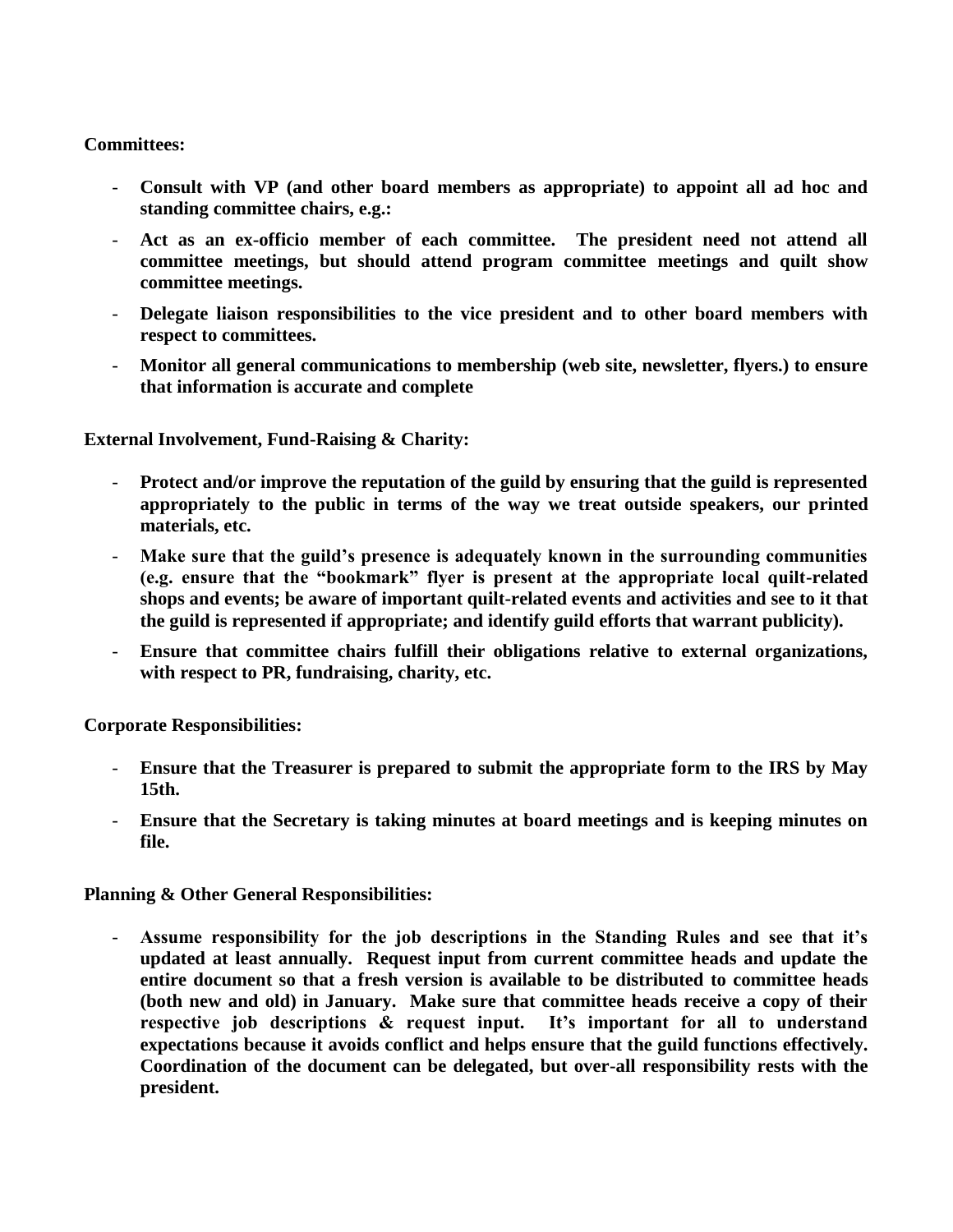**Committees:**

- **Consult with VP (and other board members as appropriate) to appoint all ad hoc and standing committee chairs, e.g.:**
- **Act as an ex-officio member of each committee. The president need not attend all committee meetings, but should attend program committee meetings and quilt show committee meetings.**
- **Delegate liaison responsibilities to the vice president and to other board members with respect to committees.**
- **Monitor all general communications to membership (web site, newsletter, flyers.) to ensure that information is accurate and complete**

**External Involvement, Fund-Raising & Charity:**

- **Protect and/or improve the reputation of the guild by ensuring that the guild is represented appropriately to the public in terms of the way we treat outside speakers, our printed materials, etc.**
- **Make sure that the guild's presence is adequately known in the surrounding communities (e.g. ensure that the "bookmark" flyer is present at the appropriate local quilt-related shops and events; be aware of important quilt-related events and activities and see to it that the guild is represented if appropriate; and identify guild efforts that warrant publicity).**
- **Ensure that committee chairs fulfill their obligations relative to external organizations, with respect to PR, fundraising, charity, etc.**

**Corporate Responsibilities:**

- **Ensure that the Treasurer is prepared to submit the appropriate form to the IRS by May 15th.**
- **Ensure that the Secretary is taking minutes at board meetings and is keeping minutes on file.**

**Planning & Other General Responsibilities:**

- **Assume responsibility for the job descriptions in the Standing Rules and see that it's updated at least annually. Request input from current committee heads and update the entire document so that a fresh version is available to be distributed to committee heads (both new and old) in January. Make sure that committee heads receive a copy of their respective job descriptions & request input. It's important for all to understand expectations because it avoids conflict and helps ensure that the guild functions effectively. Coordination of the document can be delegated, but over-all responsibility rests with the president.**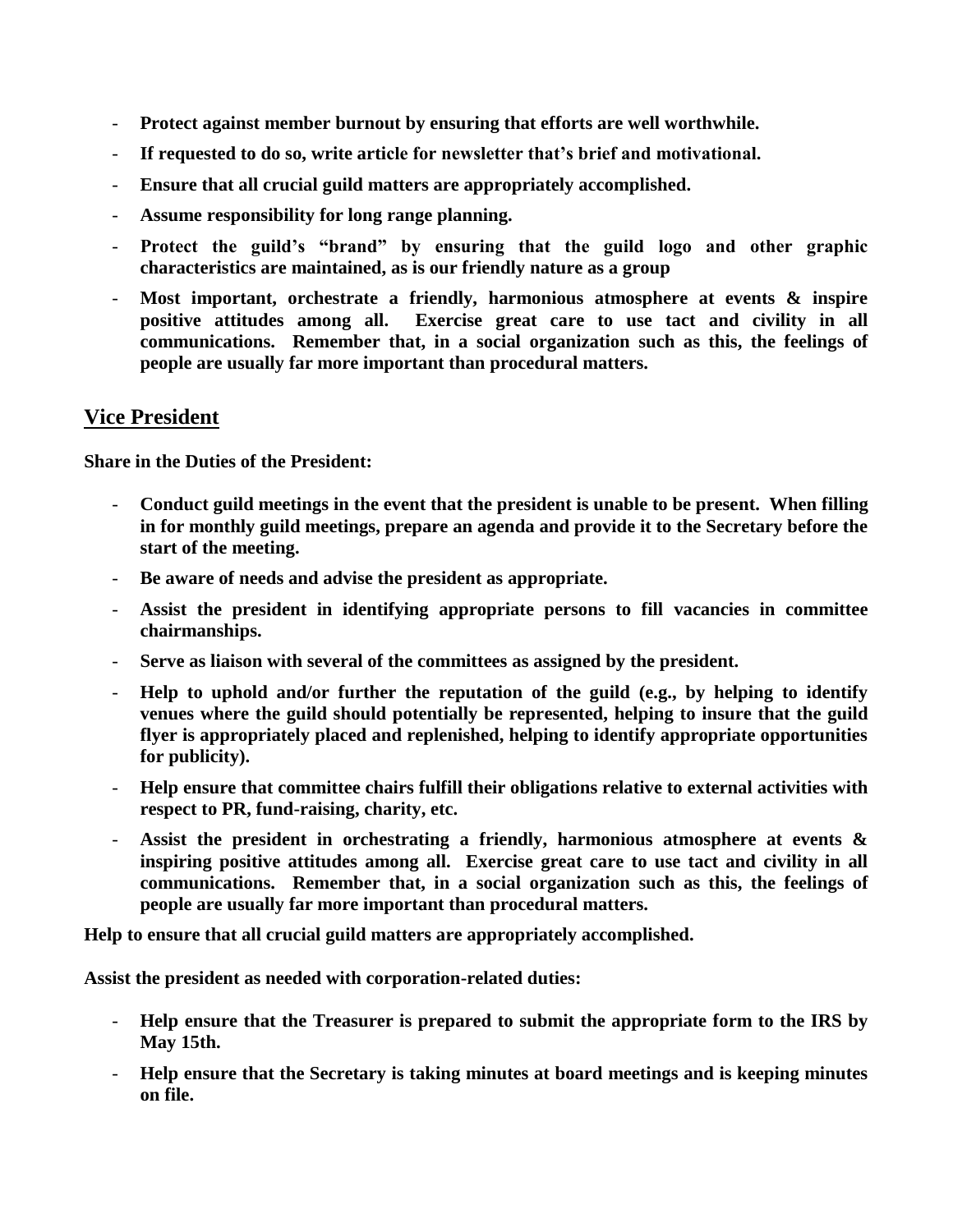- **Protect against member burnout by ensuring that efforts are well worthwhile.**
- **If requested to do so, write article for newsletter that's brief and motivational.**
- **Ensure that all crucial guild matters are appropriately accomplished.**
- **Assume responsibility for long range planning.**
- **Protect the guild's "brand" by ensuring that the guild logo and other graphic characteristics are maintained, as is our friendly nature as a group**
- **Most important, orchestrate a friendly, harmonious atmosphere at events & inspire positive attitudes among all. Exercise great care to use tact and civility in all communications. Remember that, in a social organization such as this, the feelings of people are usually far more important than procedural matters.**

## Vice President

**Share in the Duties of the President:**

- **Conduct guild meetings in the event that the president is unable to be present. When filling in for monthly guild meetings, prepare an agenda and provide it to the Secretary before the start of the meeting.**
- **Be aware of needs and advise the president as appropriate.**
- **Assist the president in identifying appropriate persons to fill vacancies in committee chairmanships.**
- **Serve as liaison with several of the committees as assigned by the president.**
- **Help to uphold and/or further the reputation of the guild (e.g., by helping to identify venues where the guild should potentially be represented, helping to insure that the guild flyer is appropriately placed and replenished, helping to identify appropriate opportunities for publicity).**
- **Help ensure that committee chairs fulfill their obligations relative to external activities with respect to PR, fund-raising, charity, etc.**
- **Assist the president in orchestrating a friendly, harmonious atmosphere at events & inspiring positive attitudes among all. Exercise great care to use tact and civility in all communications. Remember that, in a social organization such as this, the feelings of people are usually far more important than procedural matters.**

**Help to ensure that all crucial guild matters are appropriately accomplished.**

**Assist the president as needed with corporation-related duties:**

- **Help ensure that the Treasurer is prepared to submit the appropriate form to the IRS by May 15th.**
- **Help ensure that the Secretary is taking minutes at board meetings and is keeping minutes on file.**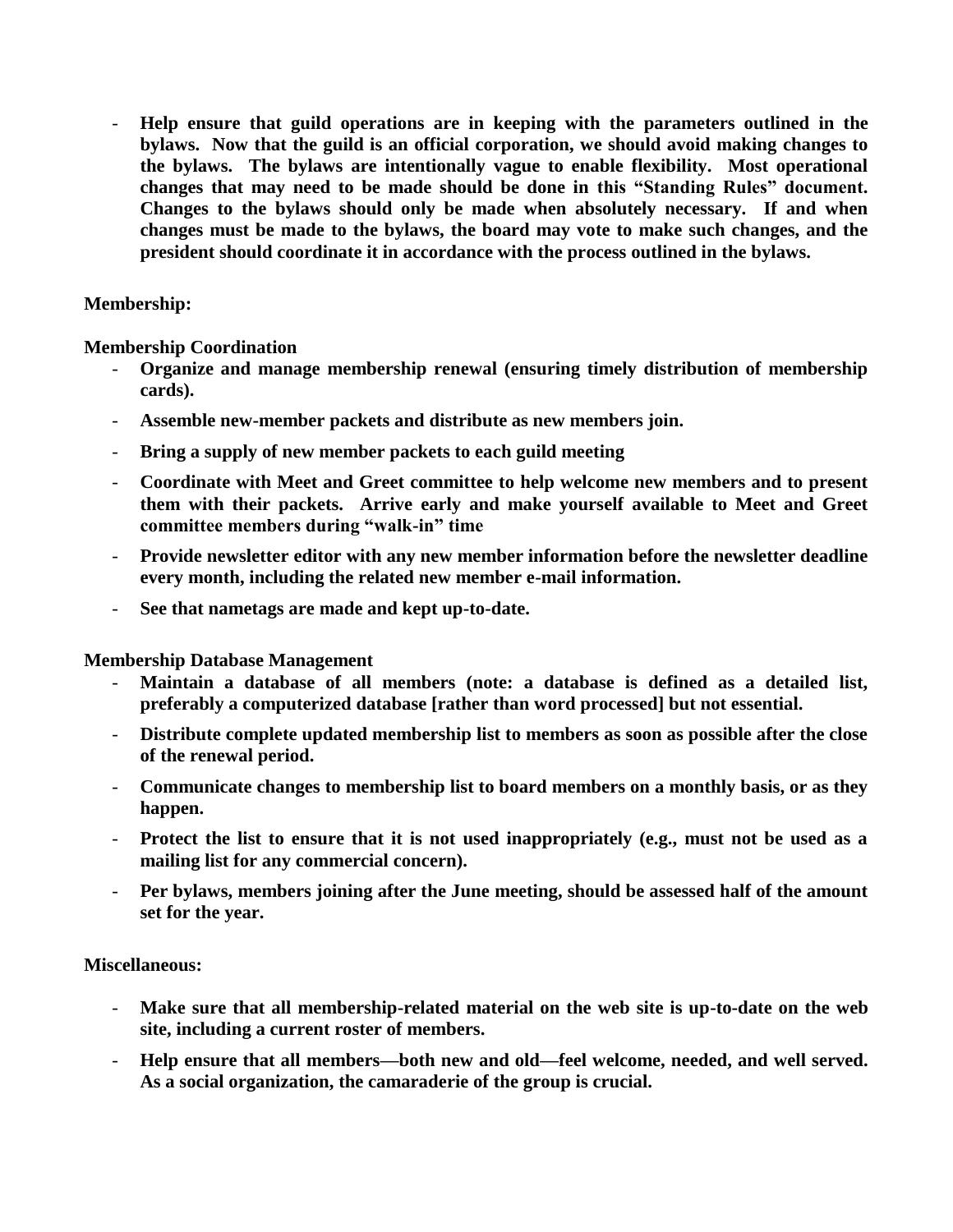- **Help ensure that guild operations are in keeping with the parameters outlined in the bylaws. Now that the guild is an official corporation, we should avoid making changes to the bylaws. The bylaws are intentionally vague to enable flexibility. Most operational changes that may need to be made should be done in this "Standing Rules" document. Changes to the bylaws should only be made when absolutely necessary. If and when changes must be made to the bylaws, the board may vote to make such changes, and the president should coordinate it in accordance with the process outlined in the bylaws.**

**Membership:**

**Membership Coordination**

- **Organize and manage membership renewal (ensuring timely distribution of membership cards).**
- **Assemble new-member packets and distribute as new members join.**
- **Bring a supply of new member packets to each guild meeting**
- **Coordinate with Meet and Greet committee to help welcome new members and to present them with their packets. Arrive early and make yourself available to Meet and Greet committee members during "walk-in" time**
- **Provide newsletter editor with any new member information before the newsletter deadline every month, including the related new member e-mail information.**
- **See that nametags are made and kept up-to-date.**

**Membership Database Management**

- **Maintain a database of all members (note: a database is defined as a detailed list, preferably a computerized database [rather than word processed] but not essential.**
- **Distribute complete updated membership list to members as soon as possible after the close of the renewal period.**
- **Communicate changes to membership list to board members on a monthly basis, or as they happen.**
- **Protect the list to ensure that it is not used inappropriately (e.g., must not be used as a mailing list for any commercial concern).**
- **Per bylaws, members joining after the June meeting, should be assessed half of the amount set for the year.**

**Miscellaneous:**

- **Make sure that all membership-related material on the web site is up-to-date on the web site, including a current roster of members.**
- **Help ensure that all members—both new and old—feel welcome, needed, and well served. As a social organization, the camaraderie of the group is crucial.**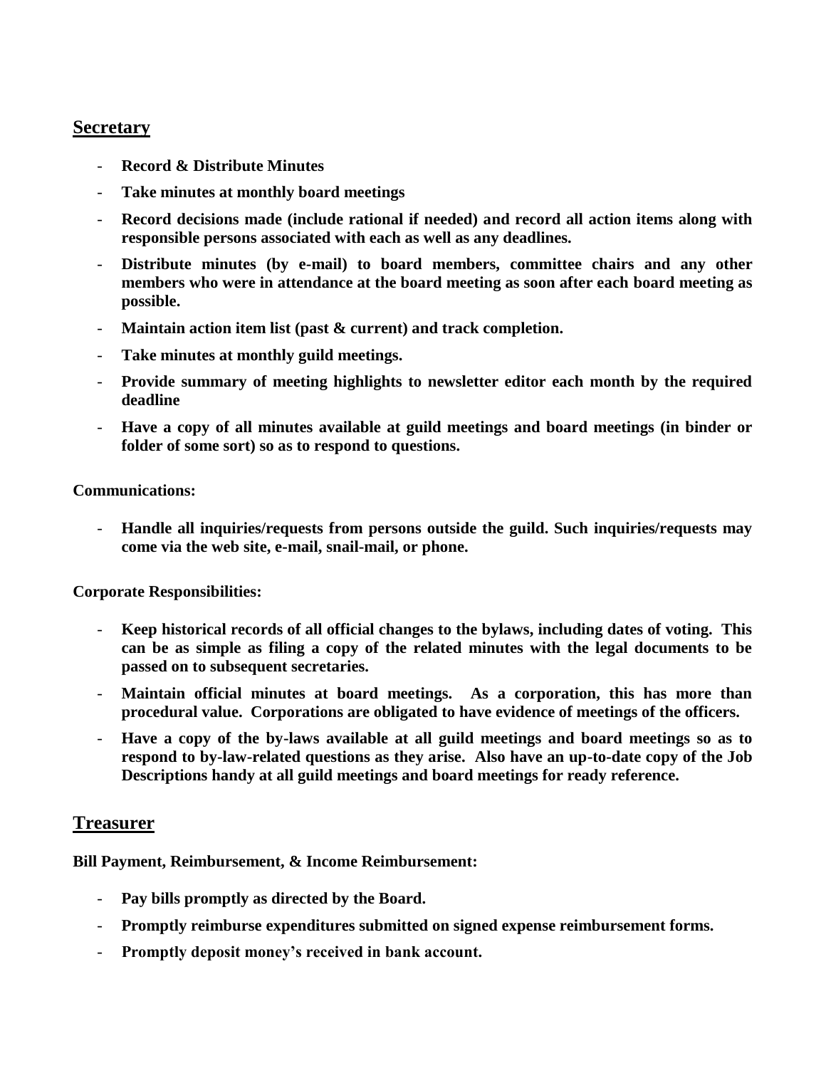## Secretary

- **Record & Distribute Minutes**
- **Take minutes at monthly board meetings**
- **Record decisions made (include rational if needed) and record all action items along with responsible persons associated with each as well as any deadlines.**
- **Distribute minutes (by e-mail) to board members, committee chairs and any other members who were in attendance at the board meeting as soon after each board meeting as possible.**
- **Maintain action item list (past & current) and track completion.**
- **Take minutes at monthly guild meetings.**
- **Provide summary of meeting highlights to newsletter editor each month by the required deadline**
- **Have a copy of all minutes available at guild meetings and board meetings (in binder or folder of some sort) so as to respond to questions.**

**Communications:**

- **Handle all inquiries/requests from persons outside the guild. Such inquiries/requests may come via the web site, e-mail, snail-mail, or phone.**

**Corporate Responsibilities:**

- **Keep historical records of all official changes to the bylaws, including dates of voting. This can be as simple as filing a copy of the related minutes with the legal documents to be passed on to subsequent secretaries.**
- **Maintain official minutes at board meetings. As a corporation, this has more than procedural value. Corporations are obligated to have evidence of meetings of the officers.**
- **Have a copy of the by-laws available at all guild meetings and board meetings so as to respond to by-law-related questions as they arise. Also have an up-to-date copy of the Job Descriptions handy at all guild meetings and board meetings for ready reference.**

## Treasurer

**Bill Payment, Reimbursement, & Income Reimbursement:**

- **Pay bills promptly as directed by the Board.**
- **Promptly reimburse expenditures submitted on signed expense reimbursement forms.**
- **Promptly deposit money's received in bank account.**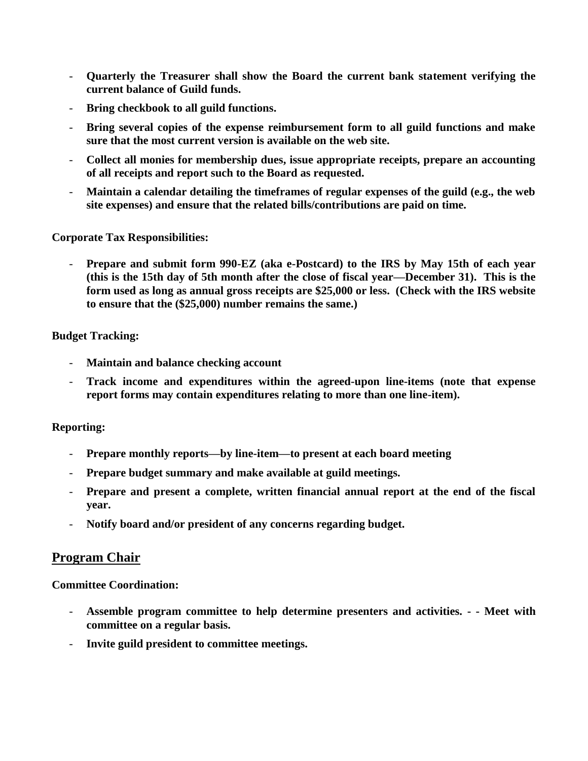- **Quarterly the Treasurer shall show the Board the current bank statement verifying the current balance of Guild funds.**
- **Bring checkbook to all guild functions.**
- **Bring several copies of the expense reimbursement form to all guild functions and make sure that the most current version is available on the web site.**
- **Collect all monies for membership dues, issue appropriate receipts, prepare an accounting of all receipts and report such to the Board as requested.**
- **Maintain a calendar detailing the timeframes of regular expenses of the guild (e.g., the web site expenses) and ensure that the related bills/contributions are paid on time.**

**Corporate Tax Responsibilities:**

- **Prepare and submit form 990-EZ (aka e-Postcard) to the IRS by May 15th of each year (this is the 15th day of 5th month after the close of fiscal year—December 31). This is the form used as long as annual gross receipts are $25,000 or less. (Check with the IRS website to ensure that the ($25,000) number remains the same.)**

**Budget Tracking:**

- **Maintain and balance checking account**
- **Track income and expenditures within the agreed-upon line-items (note that expense report forms may contain expenditures relating to more than one line-item).**

**Reporting:**

- **Prepare monthly reports—by line-item—to present at each board meeting**
- **Prepare budget summary and make available at guild meetings.**
- **Prepare and present a complete, written financial annual report at the end of the fiscal year.**
- **Notify board and/or president of any concerns regarding budget.**

## Program Chair

**Committee Coordination:**

- **Assemble program committee to help determine presenters and activities. - - Meet with committee on a regular basis.**
- **Invite guild president to committee meetings.**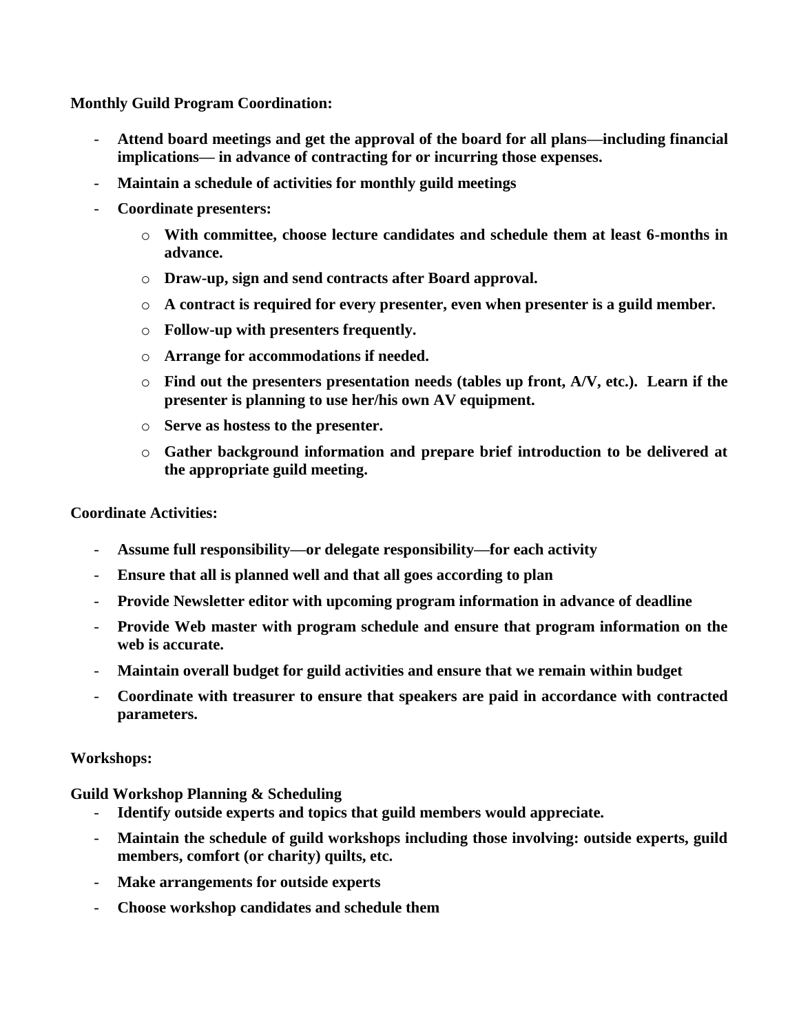**Monthly Guild Program Coordination:**

- **Attend board meetings and get the approval of the board for all plans—including financial implications— in advance of contracting for or incurring those expenses.**
- **Maintain a schedule of activities for monthly guild meetings**
- **Coordinate presenters:**
  - **With committee, choose lecture candidates and schedule them at least 6-months in advance.**
  - **Draw-up, sign and send contracts after Board approval.**
  - **A contract is required for every presenter, even when presenter is a guild member.**
  - **Follow-up with presenters frequently.**
  - **Arrange for accommodations if needed.**
  - **Find out the presenters presentation needs (tables up front, A/V, etc.). Learn if the presenter is planning to use her/his own AV equipment.**
  - **Serve as hostess to the presenter.**
  - **Gather background information and prepare brief introduction to be delivered at the appropriate guild meeting.**

**Coordinate Activities:**

- **Assume full responsibility—or delegate responsibility—for each activity**
- **Ensure that all is planned well and that all goes according to plan**
- **Provide Newsletter editor with upcoming program information in advance of deadline**
- **Provide Web master with program schedule and ensure that program information on the web is accurate.**
- **Maintain overall budget for guild activities and ensure that we remain within budget**
- **Coordinate with treasurer to ensure that speakers are paid in accordance with contracted parameters.**

**Workshops:**

**Guild Workshop Planning & Scheduling**

- **Identify outside experts and topics that guild members would appreciate.**
- **Maintain the schedule of guild workshops including those involving: outside experts, guild members, comfort (or charity) quilts, etc.**
- **Make arrangements for outside experts**
- **Choose workshop candidates and schedule them**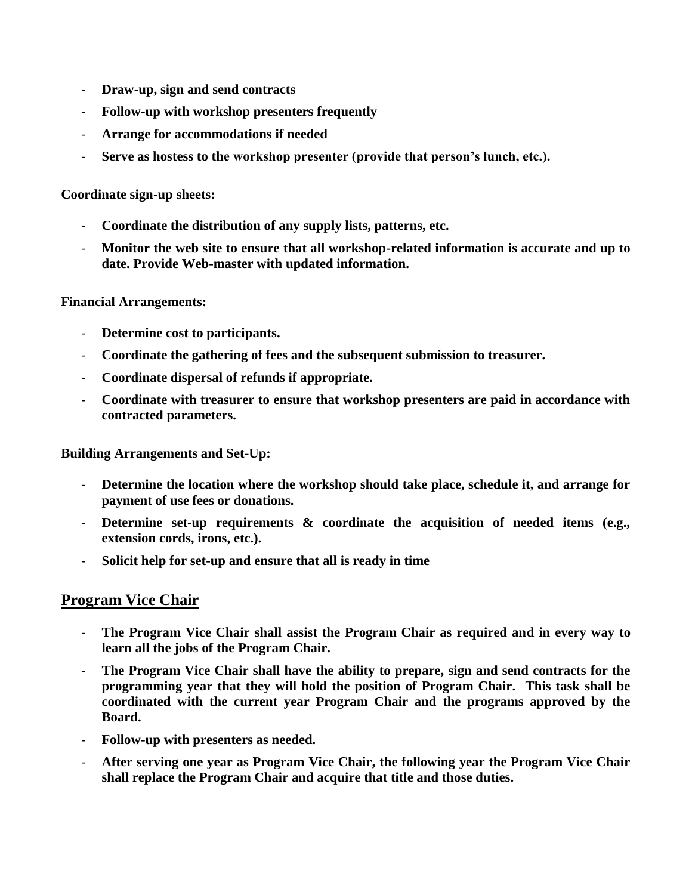- **Draw-up, sign and send contracts**
- **Follow-up with workshop presenters frequently**
- **Arrange for accommodations if needed**
- **Serve as hostess to the workshop presenter (provide that person's lunch, etc.).**

**Coordinate sign-up sheets:**

- **Coordinate the distribution of any supply lists, patterns, etc.**
- **Monitor the web site to ensure that all workshop-related information is accurate and up to date. Provide Web-master with updated information.**

**Financial Arrangements:**

- **Determine cost to participants.**
- **Coordinate the gathering of fees and the subsequent submission to treasurer.**
- **Coordinate dispersal of refunds if appropriate.**
- **Coordinate with treasurer to ensure that workshop presenters are paid in accordance with contracted parameters.**

**Building Arrangements and Set-Up:**

- **Determine the location where the workshop should take place, schedule it, and arrange for payment of use fees or donations.**
- **Determine set-up requirements & coordinate the acquisition of needed items (e.g., extension cords, irons, etc.).**
- **Solicit help for set-up and ensure that all is ready in time**

## Program Vice Chair

- **The Program Vice Chair shall assist the Program Chair as required and in every way to learn all the jobs of the Program Chair.**
- **The Program Vice Chair shall have the ability to prepare, sign and send contracts for the programming year that they will hold the position of Program Chair. This task shall be coordinated with the current year Program Chair and the programs approved by the Board.**
- **Follow-up with presenters as needed.**
- **After serving one year as Program Vice Chair, the following year the Program Vice Chair shall replace the Program Chair and acquire that title and those duties.**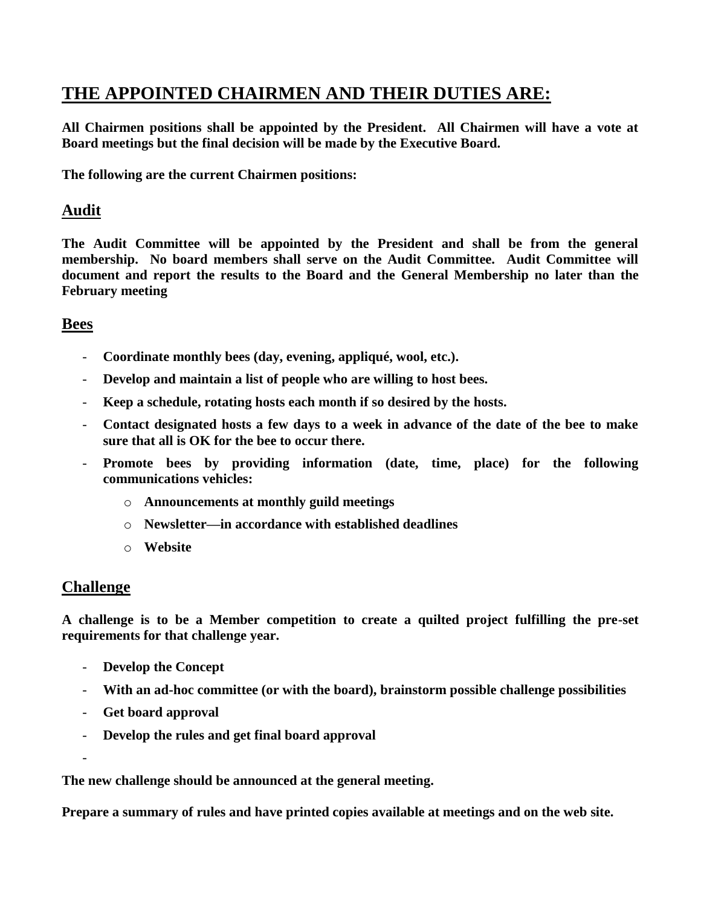# THE APPOINTED CHAIRMEN AND THEIR DUTIES ARE:

**All Chairmen positions shall be appointed by the President. All Chairmen will have a vote at Board meetings but the final decision will be made by the Executive Board.**

**The following are the current Chairmen positions:**

## Audit

**The Audit Committee will be appointed by the President and shall be from the general membership. No board members shall serve on the Audit Committee. Audit Committee will document and report the results to the Board and the General Membership no later than the February meeting**

## Bees

- **Coordinate monthly bees (day, evening, appliqué, wool, etc.).**
- **Develop and maintain a list of people who are willing to host bees.**
- **Keep a schedule, rotating hosts each month if so desired by the hosts.**
- **Contact designated hosts a few days to a week in advance of the date of the bee to make sure that all is OK for the bee to occur there.**
- **Promote bees by providing information (date, time, place) for the following communications vehicles:**
  - **Announcements at monthly guild meetings**
  - **Newsletter—in accordance with established deadlines**
  - **Website**

## Challenge

**A challenge is to be a Member competition to create a quilted project fulfilling the pre-set requirements for that challenge year.**

- **Develop the Concept**
- **With an ad-hoc committee (or with the board), brainstorm possible challenge possibilities**
- **Get board approval**
- **Develop the rules and get final board approval**
-

**The new challenge should be announced at the general meeting.**

**Prepare a summary of rules and have printed copies available at meetings and on the web site.**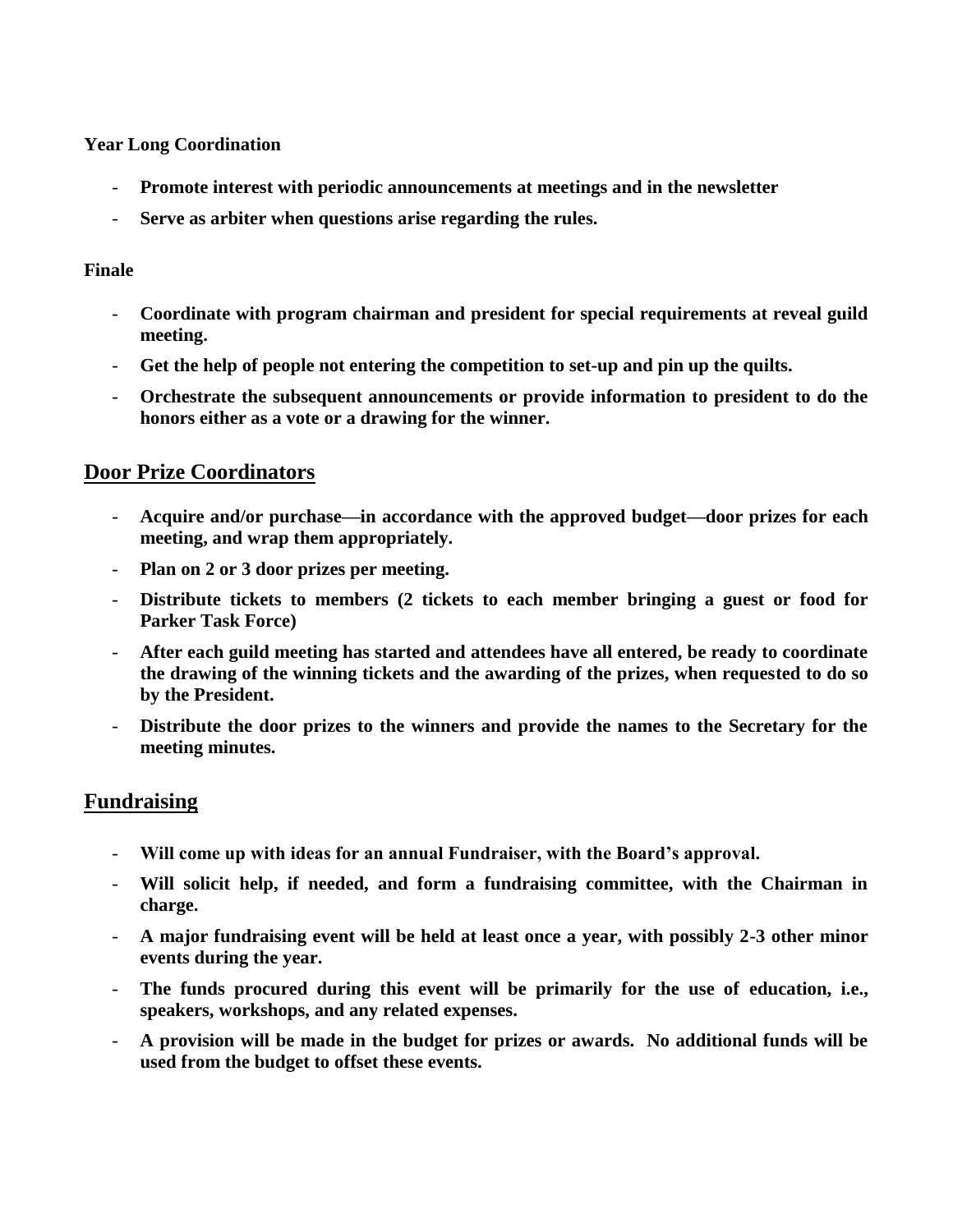**Year Long Coordination**

- **Promote interest with periodic announcements at meetings and in the newsletter**
- **Serve as arbiter when questions arise regarding the rules.**

**Finale**

- **Coordinate with program chairman and president for special requirements at reveal guild meeting.**
- **Get the help of people not entering the competition to set-up and pin up the quilts.**
- **Orchestrate the subsequent announcements or provide information to president to do the honors either as a vote or a drawing for the winner.**

## Door Prize Coordinators

- **Acquire and/or purchase—in accordance with the approved budget—door prizes for each meeting, and wrap them appropriately.**
- **Plan on 2 or 3 door prizes per meeting.**
- **Distribute tickets to members (2 tickets to each member bringing a guest or food for Parker Task Force)**
- **After each guild meeting has started and attendees have all entered, be ready to coordinate the drawing of the winning tickets and the awarding of the prizes, when requested to do so by the President.**
- **Distribute the door prizes to the winners and provide the names to the Secretary for the meeting minutes.**

## Fundraising

- **Will come up with ideas for an annual Fundraiser, with the Board's approval.**
- **Will solicit help, if needed, and form a fundraising committee, with the Chairman in charge.**
- **A major fundraising event will be held at least once a year, with possibly 2-3 other minor events during the year.**
- **The funds procured during this event will be primarily for the use of education, i.e., speakers, workshops, and any related expenses.**
- **A provision will be made in the budget for prizes or awards. No additional funds will be used from the budget to offset these events.**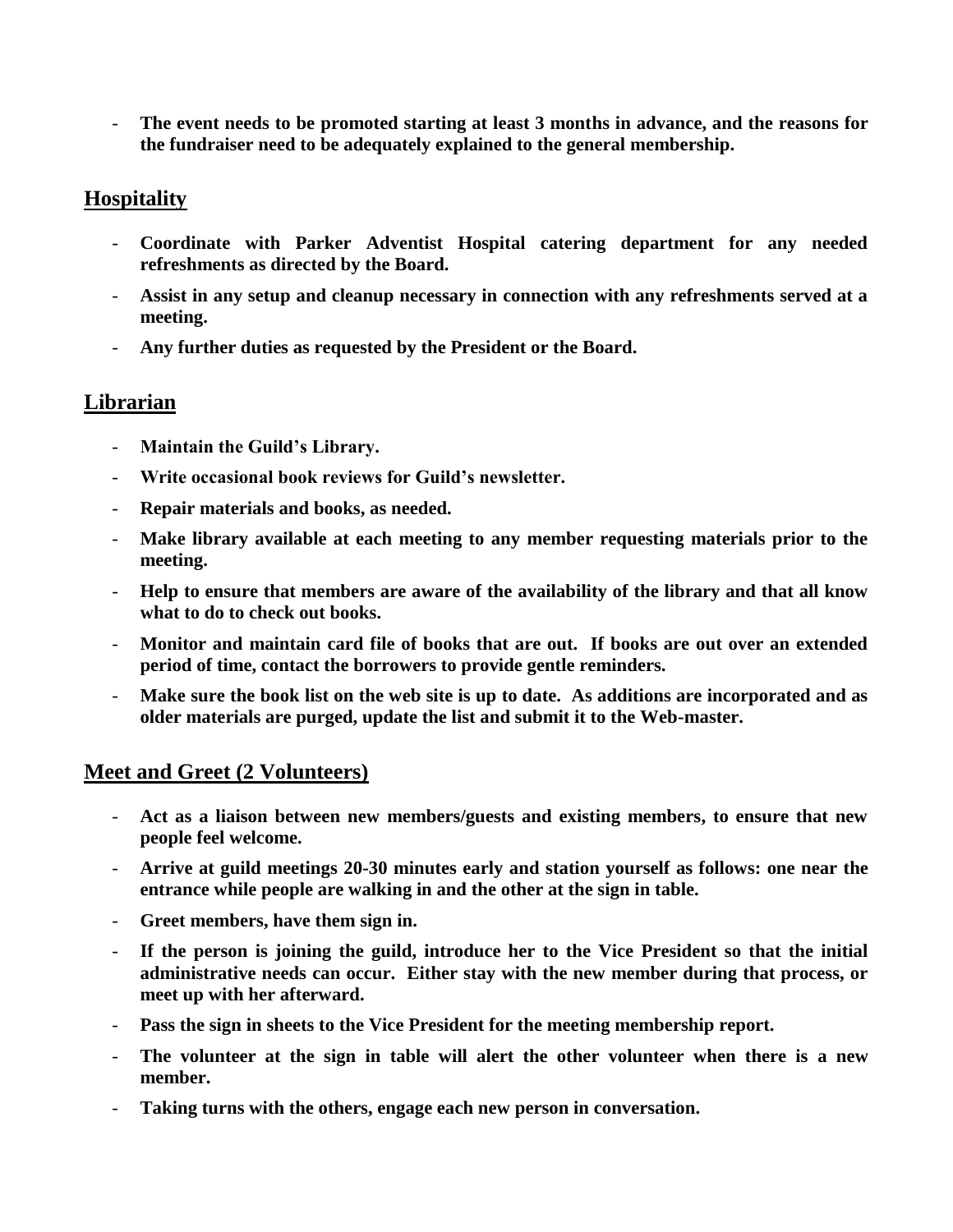- **The event needs to be promoted starting at least 3 months in advance, and the reasons for the fundraiser need to be adequately explained to the general membership.**

## Hospitality

- **Coordinate with Parker Adventist Hospital catering department for any needed refreshments as directed by the Board.**
- **Assist in any setup and cleanup necessary in connection with any refreshments served at a meeting.**
- **Any further duties as requested by the President or the Board.**

## Librarian

- **Maintain the Guild's Library.**
- **Write occasional book reviews for Guild's newsletter.**
- **Repair materials and books, as needed.**
- **Make library available at each meeting to any member requesting materials prior to the meeting.**
- **Help to ensure that members are aware of the availability of the library and that all know what to do to check out books.**
- **Monitor and maintain card file of books that are out. If books are out over an extended period of time, contact the borrowers to provide gentle reminders.**
- **Make sure the book list on the web site is up to date. As additions are incorporated and as older materials are purged, update the list and submit it to the Web-master.**

## Meet and Greet (2 Volunteers)

- **Act as a liaison between new members/guests and existing members, to ensure that new people feel welcome.**
- **Arrive at guild meetings 20-30 minutes early and station yourself as follows: one near the entrance while people are walking in and the other at the sign in table.**
- **Greet members, have them sign in.**
- **If the person is joining the guild, introduce her to the Vice President so that the initial administrative needs can occur. Either stay with the new member during that process, or meet up with her afterward.**
- **Pass the sign in sheets to the Vice President for the meeting membership report.**
- **The volunteer at the sign in table will alert the other volunteer when there is a new member.**
- **Taking turns with the others, engage each new person in conversation.**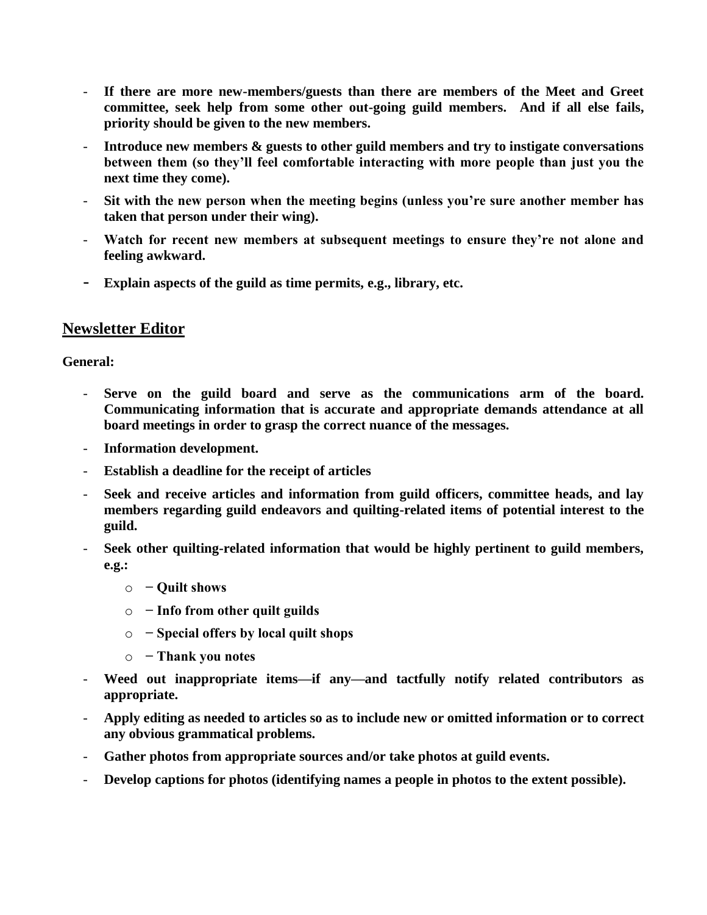- **If there are more new-members/guests than there are members of the Meet and Greet committee, seek help from some other out-going guild members. And if all else fails, priority should be given to the new members.**
- **Introduce new members & guests to other guild members and try to instigate conversations between them (so they'll feel comfortable interacting with more people than just you the next time they come).**
- **Sit with the new person when the meeting begins (unless you're sure another member has taken that person under their wing).**
- **Watch for recent new members at subsequent meetings to ensure they're not alone and feeling awkward.**
- **Explain aspects of the guild as time permits, e.g., library, etc.**

## Newsletter Editor

**General:**

- **Serve on the guild board and serve as the communications arm of the board. Communicating information that is accurate and appropriate demands attendance at all board meetings in order to grasp the correct nuance of the messages.**
- **Information development.**
- **Establish a deadline for the receipt of articles**
- **Seek and receive articles and information from guild officers, committee heads, and lay members regarding guild endeavors and quilting-related items of potential interest to the guild.**
- **Seek other quilting-related information that would be highly pertinent to guild members, e.g.:**
    - **− Quilt shows**
    - **− Info from other quilt guilds**
    - **− Special offers by local quilt shops**
    - **− Thank you notes**
- **Weed out inappropriate items—if any—and tactfully notify related contributors as appropriate.**
- **Apply editing as needed to articles so as to include new or omitted information or to correct any obvious grammatical problems.**
- **Gather photos from appropriate sources and/or take photos at guild events.**
- **Develop captions for photos (identifying names a people in photos to the extent possible).**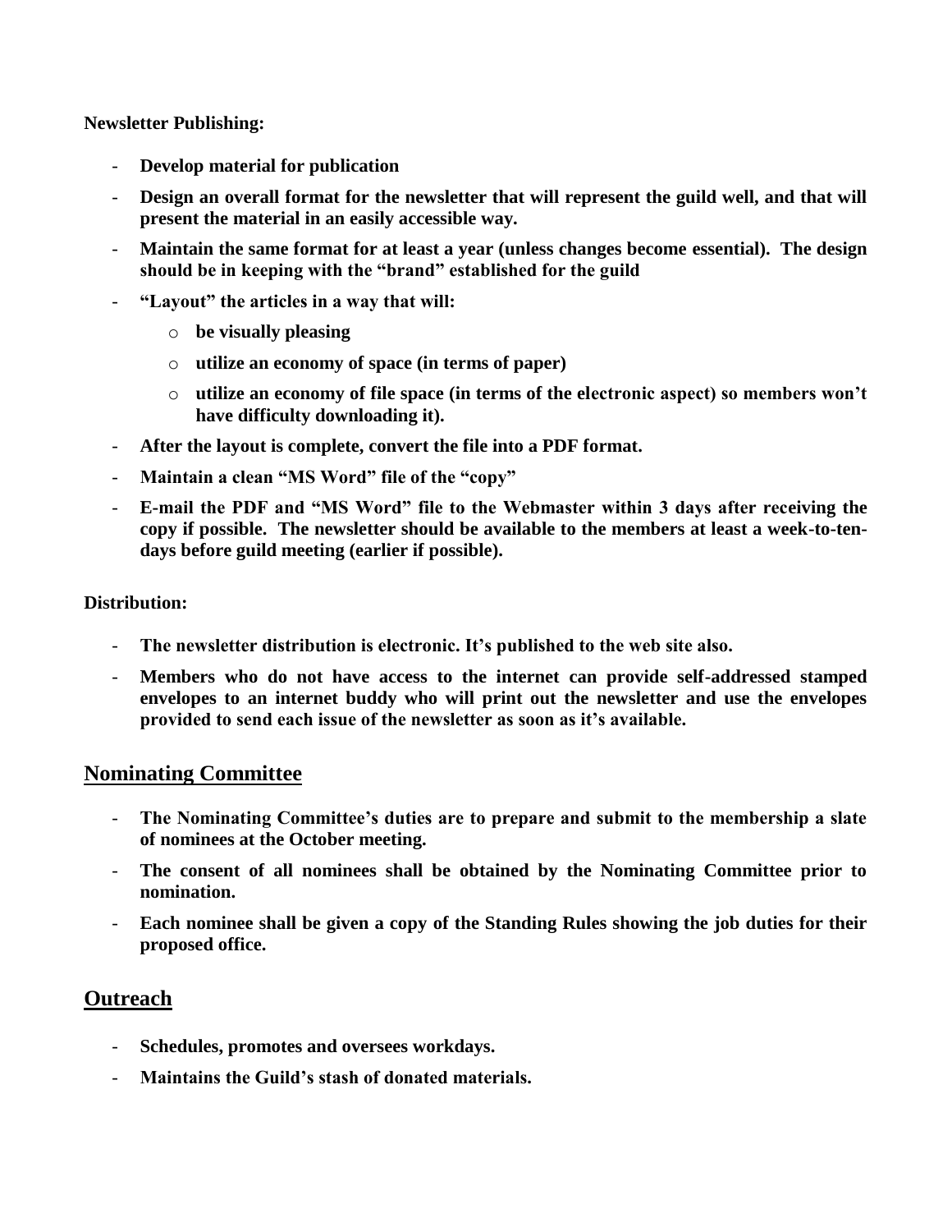**Newsletter Publishing:**

- **Develop material for publication**
- **Design an overall format for the newsletter that will represent the guild well, and that will present the material in an easily accessible way.**
- **Maintain the same format for at least a year (unless changes become essential). The design should be in keeping with the "brand" established for the guild**
- **"Layout" the articles in a way that will:**
    - **be visually pleasing**
    - **utilize an economy of space (in terms of paper)**
    - **utilize an economy of file space (in terms of the electronic aspect) so members won't have difficulty downloading it).**
- **After the layout is complete, convert the file into a PDF format.**
- **Maintain a clean "MS Word" file of the "copy"**
- **E-mail the PDF and "MS Word" file to the Webmaster within 3 days after receiving the copy if possible. The newsletter should be available to the members at least a week-to-ten-days before guild meeting (earlier if possible).**

**Distribution:**

- **The newsletter distribution is electronic. It's published to the web site also.**
- **Members who do not have access to the internet can provide self-addressed stamped envelopes to an internet buddy who will print out the newsletter and use the envelopes provided to send each issue of the newsletter as soon as it's available.**

## Nominating Committee

- **The Nominating Committee's duties are to prepare and submit to the membership a slate of nominees at the October meeting.**
- **The consent of all nominees shall be obtained by the Nominating Committee prior to nomination.**
- **Each nominee shall be given a copy of the Standing Rules showing the job duties for their proposed office.**

## Outreach

- **Schedules, promotes and oversees workdays.**
- **Maintains the Guild's stash of donated materials.**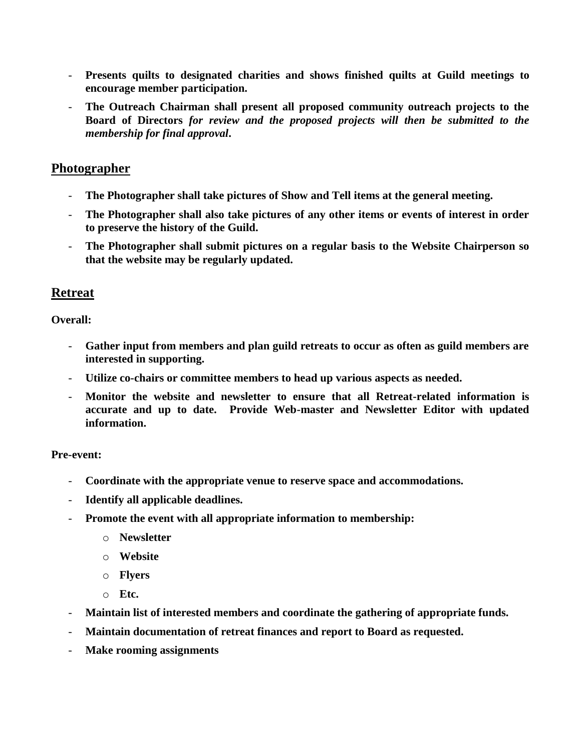- **Presents quilts to designated charities and shows finished quilts at Guild meetings to encourage member participation.**
- **The Outreach Chairman shall present all proposed community outreach projects to the Board of Directors** ***for review and the proposed projects will then be submitted to the membership for final approval*****.**

## Photographer

- **The Photographer shall take pictures of Show and Tell items at the general meeting.**
- **The Photographer shall also take pictures of any other items or events of interest in order to preserve the history of the Guild.**
- **The Photographer shall submit pictures on a regular basis to the Website Chairperson so that the website may be regularly updated.**

## Retreat

**Overall:**

- **Gather input from members and plan guild retreats to occur as often as guild members are interested in supporting.**
- **Utilize co-chairs or committee members to head up various aspects as needed.**
- **Monitor the website and newsletter to ensure that all Retreat-related information is accurate and up to date. Provide Web-master and Newsletter Editor with updated information.**

**Pre-event:**

- **Coordinate with the appropriate venue to reserve space and accommodations.**
- **Identify all applicable deadlines.**
- **Promote the event with all appropriate information to membership:**
  - **Newsletter**
  - **Website**
  - **Flyers**
  - **Etc.**
- **Maintain list of interested members and coordinate the gathering of appropriate funds.**
- **Maintain documentation of retreat finances and report to Board as requested.**
- **Make rooming assignments**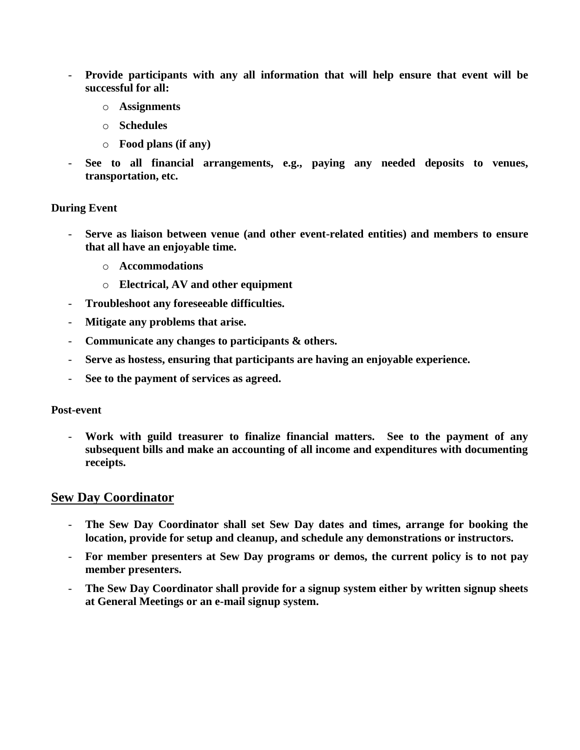- **Provide participants with any all information that will help ensure that event will be successful for all:**
  - **Assignments**
  - **Schedules**
  - **Food plans (if any)**
- **See to all financial arrangements, e.g., paying any needed deposits to venues, transportation, etc.**

**During Event**

- **Serve as liaison between venue (and other event-related entities) and members to ensure that all have an enjoyable time.**
  - **Accommodations**
  - **Electrical, AV and other equipment**
- **Troubleshoot any foreseeable difficulties.**
- **Mitigate any problems that arise.**
- **Communicate any changes to participants & others.**
- **Serve as hostess, ensuring that participants are having an enjoyable experience.**
- **See to the payment of services as agreed.**

**Post-event**

- **Work with guild treasurer to finalize financial matters. See to the payment of any subsequent bills and make an accounting of all income and expenditures with documenting receipts.**

## Sew Day Coordinator

- **The Sew Day Coordinator shall set Sew Day dates and times, arrange for booking the location, provide for setup and cleanup, and schedule any demonstrations or instructors.**
- **For member presenters at Sew Day programs or demos, the current policy is to not pay member presenters.**
- **The Sew Day Coordinator shall provide for a signup system either by written signup sheets at General Meetings or an e-mail signup system.**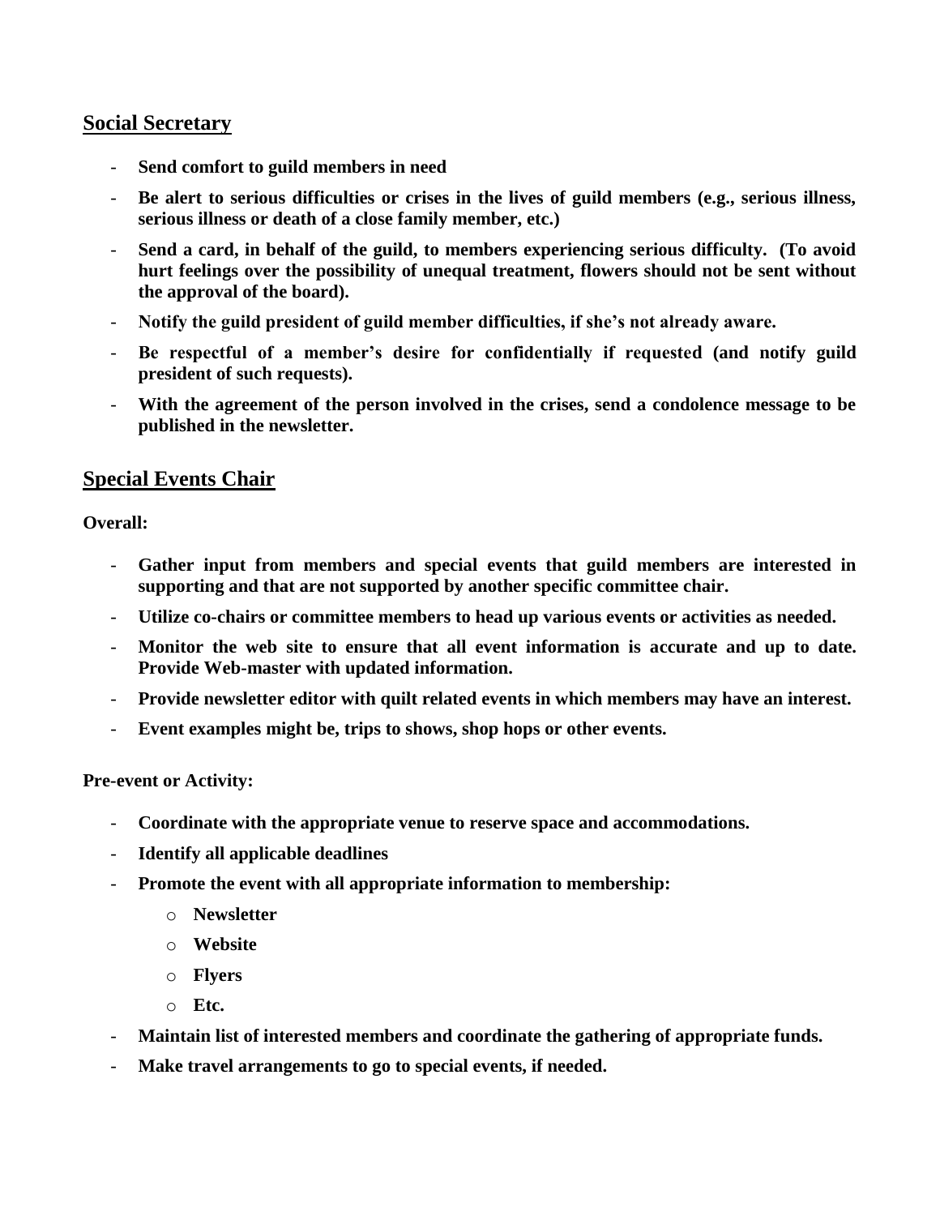## Social Secretary

- **Send comfort to guild members in need**
- **Be alert to serious difficulties or crises in the lives of guild members (e.g., serious illness, serious illness or death of a close family member, etc.)**
- **Send a card, in behalf of the guild, to members experiencing serious difficulty. (To avoid hurt feelings over the possibility of unequal treatment, flowers should not be sent without the approval of the board).**
- **Notify the guild president of guild member difficulties, if she's not already aware.**
- **Be respectful of a member's desire for confidentially if requested (and notify guild president of such requests).**
- **With the agreement of the person involved in the crises, send a condolence message to be published in the newsletter.**

## Special Events Chair

**Overall:**

- **Gather input from members and special events that guild members are interested in supporting and that are not supported by another specific committee chair.**
- **Utilize co-chairs or committee members to head up various events or activities as needed.**
- **Monitor the web site to ensure that all event information is accurate and up to date. Provide Web-master with updated information.**
- **Provide newsletter editor with quilt related events in which members may have an interest.**
- **Event examples might be, trips to shows, shop hops or other events.**

**Pre-event or Activity:**

- **Coordinate with the appropriate venue to reserve space and accommodations.**
- **Identify all applicable deadlines**
- **Promote the event with all appropriate information to membership:**
  - **Newsletter**
  - **Website**
  - **Flyers**
  - **Etc.**
- **Maintain list of interested members and coordinate the gathering of appropriate funds.**
- **Make travel arrangements to go to special events, if needed.**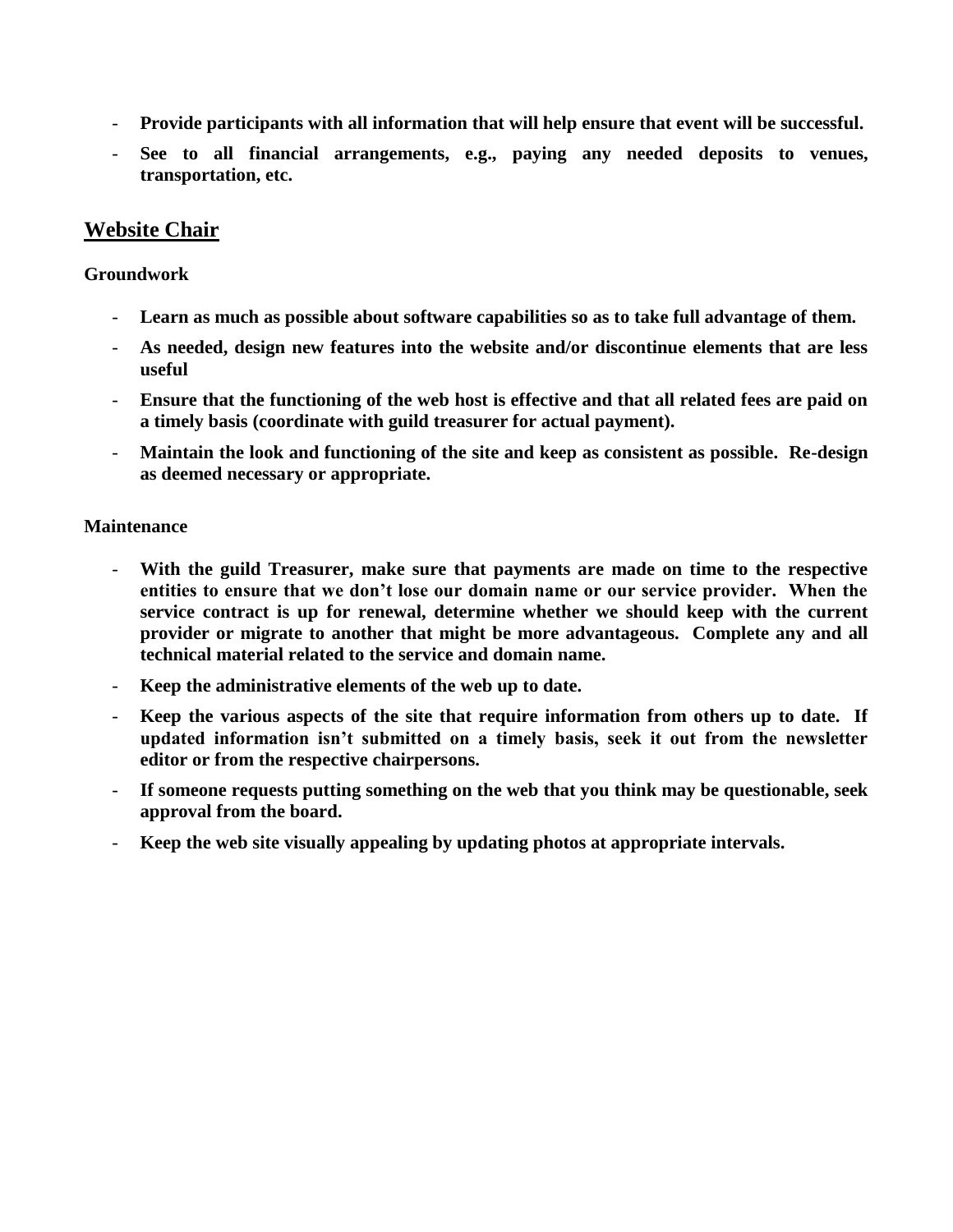- **Provide participants with all information that will help ensure that event will be successful.**
- **See to all financial arrangements, e.g., paying any needed deposits to venues, transportation, etc.**

## Website Chair

**Groundwork**

- **Learn as much as possible about software capabilities so as to take full advantage of them.**
- **As needed, design new features into the website and/or discontinue elements that are less useful**
- **Ensure that the functioning of the web host is effective and that all related fees are paid on a timely basis (coordinate with guild treasurer for actual payment).**
- **Maintain the look and functioning of the site and keep as consistent as possible. Re-design as deemed necessary or appropriate.**

**Maintenance**

- **With the guild Treasurer, make sure that payments are made on time to the respective entities to ensure that we don't lose our domain name or our service provider. When the service contract is up for renewal, determine whether we should keep with the current provider or migrate to another that might be more advantageous. Complete any and all technical material related to the service and domain name.**
- **Keep the administrative elements of the web up to date.**
- **Keep the various aspects of the site that require information from others up to date. If updated information isn't submitted on a timely basis, seek it out from the newsletter editor or from the respective chairpersons.**
- **If someone requests putting something on the web that you think may be questionable, seek approval from the board.**
- **Keep the web site visually appealing by updating photos at appropriate intervals.**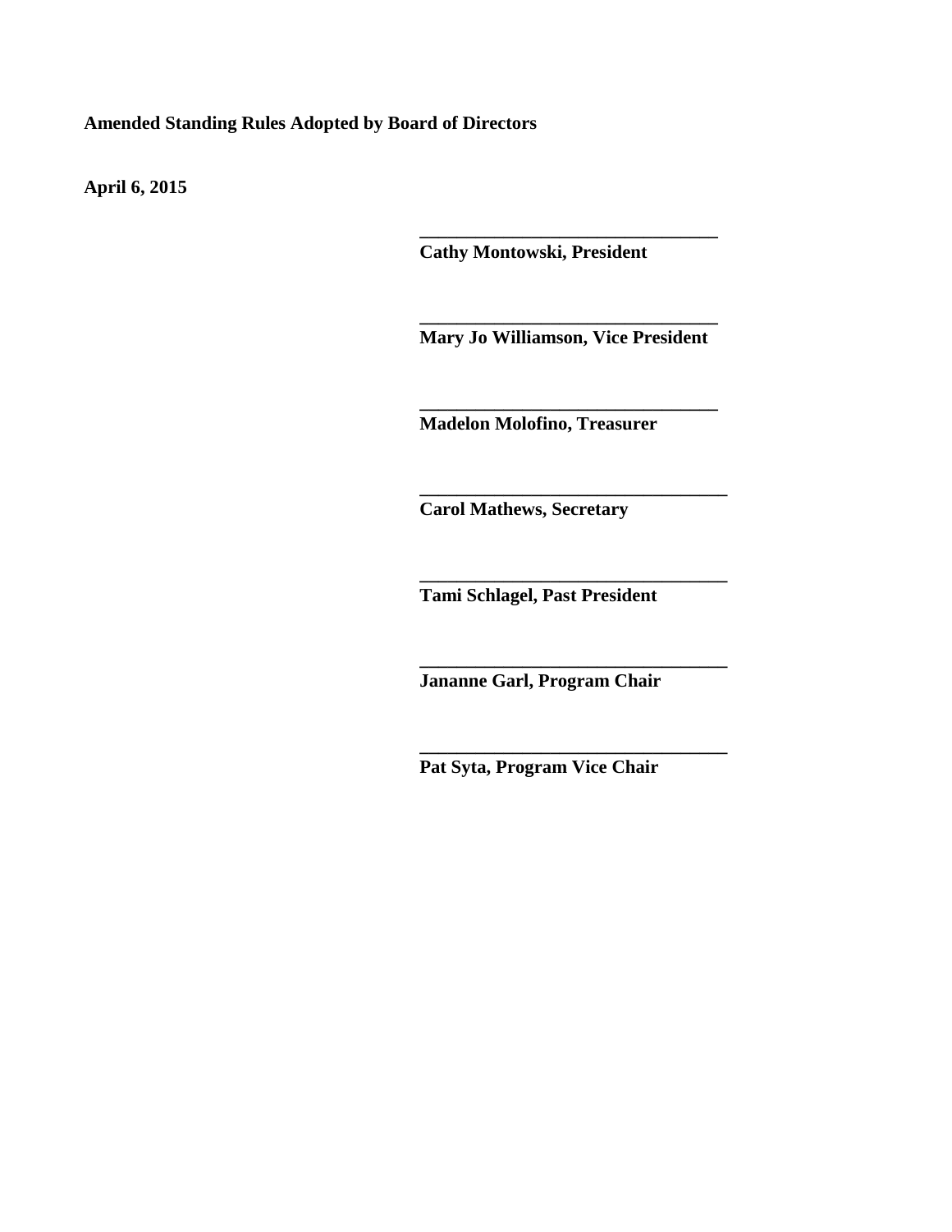**Amended Standing Rules Adopted by Board of Directors**

**April 6, 2015**

________________________________
**Cathy Montowski, President**

________________________________
**Mary Jo Williamson, Vice President**

________________________________
**Madelon Molofino, Treasurer**

________________________________
**Carol Mathews, Secretary**

________________________________
**Tami Schlagel, Past President**

________________________________
**Jananne Garl, Program Chair**

________________________________
**Pat Syta, Program Vice Chair**